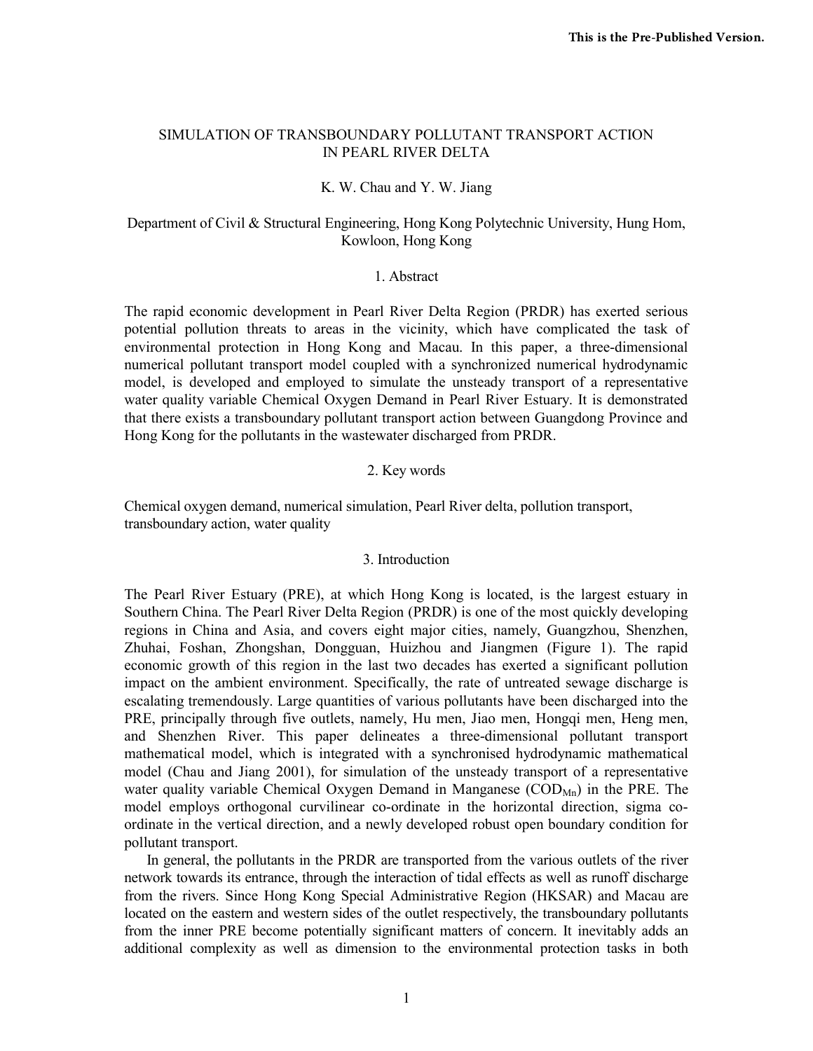This is the Pre-Published Version.

# SIMULATION OF TRANSBOUNDARY POLLUTANT TRANSPORT ACTION IN PEARL RIVER DELTA

K. W. Chau and Y. W. Jiang

Department of Civil & Structural Engineering, Hong Kong Polytechnic University, Hung Hom, Kowloon, Hong Kong

## 1. Abstract

The rapid economic development in Pearl River Delta Region (PRDR) has exerted serious potential pollution threats to areas in the vicinity, which have complicated the task of environmental protection in Hong Kong and Macau. In this paper, a three-dimensional numerical pollutant transport model coupled with a synchronized numerical hydrodynamic model, is developed and employed to simulate the unsteady transport of a representative water quality variable Chemical Oxygen Demand in Pearl River Estuary. It is demonstrated that there exists a transboundary pollutant transport action between Guangdong Province and Hong Kong for the pollutants in the wastewater discharged from PRDR.

## 2. Key words

Chemical oxygen demand, numerical simulation, Pearl River delta, pollution transport, transboundary action, water quality

## 3. Introduction

The Pearl River Estuary (PRE), at which Hong Kong is located, is the largest estuary in Southern China. The Pearl River Delta Region (PRDR) is one of the most quickly developing regions in China and Asia, and covers eight major cities, namely, Guangzhou, Shenzhen, Zhuhai, Foshan, Zhongshan, Dongguan, Huizhou and Jiangmen (Figure 1). The rapid economic growth of this region in the last two decades has exerted a significant pollution impact on the ambient environment. Specifically, the rate of untreated sewage discharge is escalating tremendously. Large quantities of various pollutants have been discharged into the PRE, principally through five outlets, namely, Hu men, Jiao men, Hongqi men, Heng men, and Shenzhen River. This paper delineates a three-dimensional pollutant transport mathematical model, which is integrated with a synchronised hydrodynamic mathematical model (Chau and Jiang 2001), for simulation of the unsteady transport of a representative water quality variable Chemical Oxygen Demand in Manganese ($COD_{Mn}$) in the PRE. The model employs orthogonal curvilinear co-ordinate in the horizontal direction, sigma co-ordinate in the vertical direction, and a newly developed robust open boundary condition for pollutant transport.

In general, the pollutants in the PRDR are transported from the various outlets of the river network towards its entrance, through the interaction of tidal effects as well as runoff discharge from the rivers. Since Hong Kong Special Administrative Region (HKSAR) and Macau are located on the eastern and western sides of the outlet respectively, the transboundary pollutants from the inner PRE become potentially significant matters of concern. It inevitably adds an additional complexity as well as dimension to the environmental protection tasks in both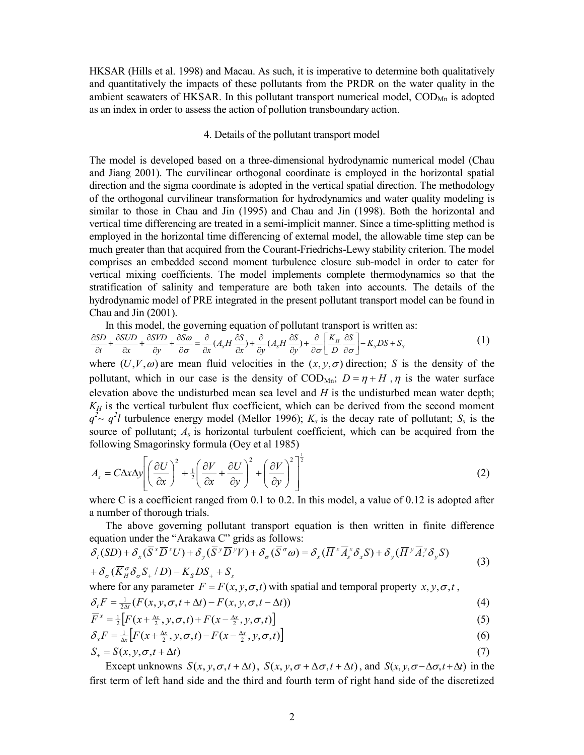HKSAR (Hills et al. 1998) and Macau. As such, it is imperative to determine both qualitatively and quantitatively the impacts of these pollutants from the PRDR on the water quality in the ambient seawaters of HKSAR. In this pollutant transport numerical model, $COD_{Mn}$ is adopted as an index in order to assess the action of pollution transboundary action.

## 4. Details of the pollutant transport model

The model is developed based on a three-dimensional hydrodynamic numerical model (Chau and Jiang 2001). The curvilinear orthogonal coordinate is employed in the horizontal spatial direction and the sigma coordinate is adopted in the vertical spatial direction. The methodology of the orthogonal curvilinear transformation for hydrodynamics and water quality modeling is similar to those in Chau and Jin (1995) and Chau and Jin (1998). Both the horizontal and vertical time differencing are treated in a semi-implicit manner. Since a time-splitting method is employed in the horizontal time differencing of external model, the allowable time step can be much greater than that acquired from the Courant-Friedrichs-Lewy stability criterion. The model comprises an embedded second moment turbulence closure sub-model in order to cater for vertical mixing coefficients. The model implements complete thermodynamics so that the stratification of salinity and temperature are both taken into accounts. The details of the hydrodynamic model of PRE integrated in the present pollutant transport model can be found in Chau and Jin (2001).

In this model, the governing equation of pollutant transport is written as:

$$\frac{\partial SD}{\partial t}+\frac{\partial SUD}{\partial x}+\frac{\partial SVD}{\partial y}+\frac{\partial S\omega}{\partial \sigma}=\frac{\partial}{\partial x}(A_s H\frac{\partial S}{\partial x})+\frac{\partial}{\partial y}(A_s H\frac{\partial S}{\partial y})+\frac{\partial}{\partial \sigma}\left[\frac{K_H}{D}\frac{\partial S}{\partial \sigma}\right]-K_S DS+S_S \tag{1}$$

where $(U,V,\omega)$ are mean fluid velocities in the $(x,y,\sigma)$ direction; $S$ is the density of the pollutant, which in our case is the density of $COD_{Mn}$; $D=\eta+H$, $\eta$ is the water surface elevation above the undisturbed mean sea level and $H$ is the undisturbed mean water depth; $K_H$ is the vertical turbulent flux coefficient, which can be derived from the second moment $q^2$~ $q^2l$ turbulence energy model (Mellor 1996); $K_s$ is the decay rate of pollutant; $S_s$ is the source of pollutant; $A_s$ is horizontal turbulent coefficient, which can be acquired from the following Smagorinsky formula (Oey et al 1985)

$$A_s=C\Delta x\Delta y\left[\left(\frac{\partial U}{\partial x}\right)^2+\tfrac{1}{2}\left(\frac{\partial V}{\partial x}+\frac{\partial U}{\partial y}\right)^2+\left(\frac{\partial V}{\partial y}\right)^2\right]^{\frac{1}{2}} \tag{2}$$

where C is a coefficient ranged from 0.1 to 0.2. In this model, a value of 0.12 is adopted after a number of thorough trials.

The above governing pollutant transport equation is then written in finite difference equation under the "Arakawa C" grids as follows:

$$\begin{aligned}&\delta_t(SD)+\delta_x(\overline{S}^x\overline{D}^xU)+\delta_y(\overline{S}^y\overline{D}^yV)+\delta_\sigma(\overline{S}^\sigma\omega)=\delta_x(\overline{H}^x\overline{A}_s^x\delta_xS)+\delta_y(\overline{H}^y\overline{A}_s^y\delta_yS)\\&+\delta_\sigma(\overline{K}_H^\sigma\delta_\sigma S_+/D)-K_SDS_++S_s\end{aligned} \tag{3}$$

where for any parameter $F=F(x,y,\sigma,t)$ with spatial and temporal property $x,y,\sigma,t$,

$$\delta_tF=\tfrac{1}{2\Delta t}(F(x,y,\sigma,t+\Delta t)-F(x,y,\sigma,t-\Delta t)) \tag{4}$$

$$\overline{F}^x=\tfrac{1}{2}\left[F(x+\tfrac{\Delta x}{2},y,\sigma,t)+F(x-\tfrac{\Delta x}{2},y,\sigma,t)\right] \tag{5}$$

$$\delta_xF=\tfrac{1}{\Delta x}\left[F(x+\tfrac{\Delta x}{2},y,\sigma,t)-F(x-\tfrac{\Delta x}{2},y,\sigma,t)\right] \tag{6}$$

$$S_+=S(x,y,\sigma,t+\Delta t) \tag{7}$$

Except unknowns $S(x,y,\sigma,t+\Delta t)$, $S(x,y,\sigma+\Delta\sigma,t+\Delta t)$, and $S(x,y,\sigma-\Delta\sigma,t+\Delta t)$ in the first term of left hand side and the third and fourth term of right hand side of the discretized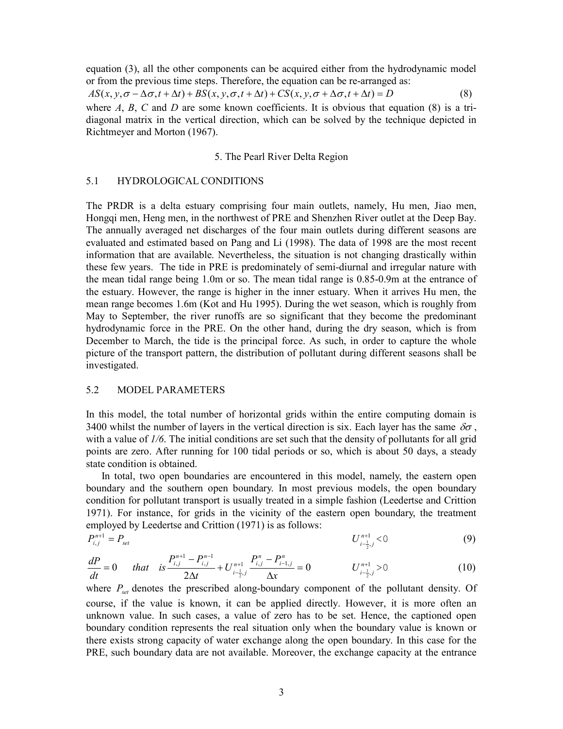equation (3), all the other components can be acquired either from the hydrodynamic model or from the previous time steps. Therefore, the equation can be re-arranged as:

$$AS(x,y,\sigma-\Delta\sigma,t+\Delta t)+BS(x,y,\sigma,t+\Delta t)+CS(x,y,\sigma+\Delta\sigma,t+\Delta t)=D \tag{8}$$

where *A*, *B*, *C* and *D* are some known coefficients. It is obvious that equation (8) is a tri-diagonal matrix in the vertical direction, which can be solved by the technique depicted in Richtmeyer and Morton (1967).

## 5. The Pearl River Delta Region

### 5.1 HYDROLOGICAL CONDITIONS

The PRDR is a delta estuary comprising four main outlets, namely, Hu men, Jiao men, Hongqi men, Heng men, in the northwest of PRE and Shenzhen River outlet at the Deep Bay. The annually averaged net discharges of the four main outlets during different seasons are evaluated and estimated based on Pang and Li (1998). The data of 1998 are the most recent information that are available. Nevertheless, the situation is not changing drastically within these few years. The tide in PRE is predominately of semi-diurnal and irregular nature with the mean tidal range being 1.0m or so. The mean tidal range is 0.85-0.9m at the entrance of the estuary. However, the range is higher in the inner estuary. When it arrives Hu men, the mean range becomes 1.6m (Kot and Hu 1995). During the wet season, which is roughly from May to September, the river runoffs are so significant that they become the predominant hydrodynamic force in the PRE. On the other hand, during the dry season, which is from December to March, the tide is the principal force. As such, in order to capture the whole picture of the transport pattern, the distribution of pollutant during different seasons shall be investigated.

### 5.2 MODEL PARAMETERS

In this model, the total number of horizontal grids within the entire computing domain is 3400 whilst the number of layers in the vertical direction is six. Each layer has the same $\delta\sigma$, with a value of *1/6*. The initial conditions are set such that the density of pollutants for all grid points are zero. After running for 100 tidal periods or so, which is about 50 days, a steady state condition is obtained.

In total, two open boundaries are encountered in this model, namely, the eastern open boundary and the southern open boundary. In most previous models, the open boundary condition for pollutant transport is usually treated in a simple fashion (Leedertse and Crittion 1971). For instance, for grids in the vicinity of the eastern open boundary, the treatment employed by Leedertse and Crittion (1971) is as follows:

$$P_{i,j}^{n+1}=P_{set} \qquad\qquad U_{i-\frac{1}{2},j}^{n+1}<0 \tag{9}$$

$$\frac{dP}{dt}=0 \quad that \quad is\ \frac{P_{i,j}^{n+1}-P_{i,j}^{n-1}}{2\Delta t}+U_{i-\frac{1}{2},j}^{n+1}\frac{P_{i,j}^{n}-P_{i-1,j}^{n}}{\Delta x}=0 \qquad U_{i-\frac{1}{2},j}^{n+1}>0 \tag{10}$$

where $P_{set}$ denotes the prescribed along-boundary component of the pollutant density. Of course, if the value is known, it can be applied directly. However, it is more often an unknown value. In such cases, a value of zero has to be set. Hence, the captioned open boundary condition represents the real situation only when the boundary value is known or there exists strong capacity of water exchange along the open boundary. In this case for the PRE, such boundary data are not available. Moreover, the exchange capacity at the entrance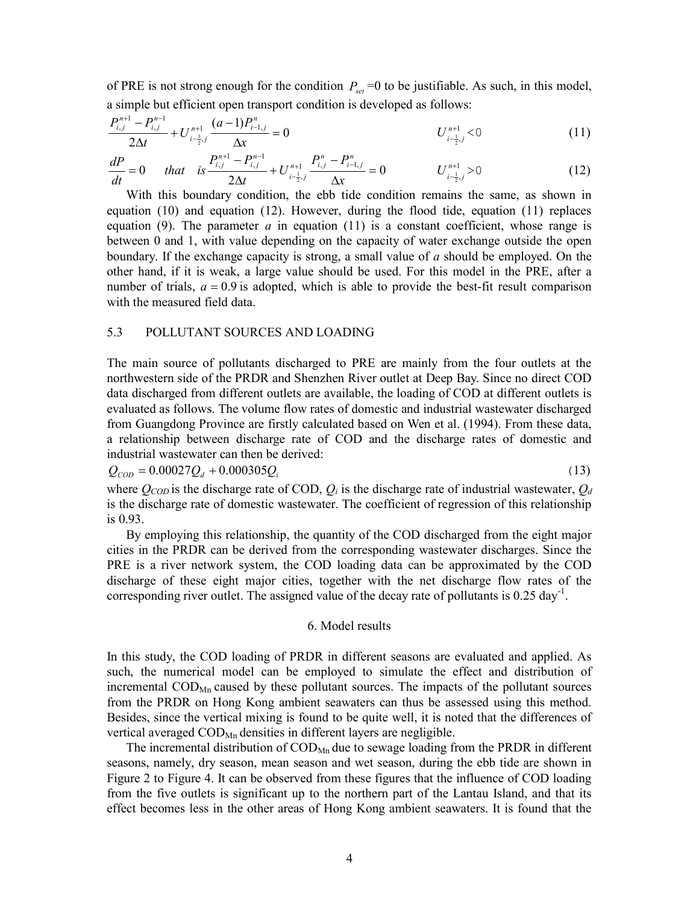of PRE is not strong enough for the condition $P_{set}=0$ to be justifiable. As such, in this model, a simple but efficient open transport condition is developed as follows:

$$\frac{P_{i,j}^{n+1}-P_{i,j}^{n-1}}{2\Delta t}+U_{i-\frac{1}{2},j}^{n+1}\frac{(a-1)P_{i-1,j}^{n}}{\Delta x}=0 \qquad\qquad U_{i-\frac{1}{2},j}^{n+1}<0 \tag{11}$$

$$\frac{dP}{dt}=0 \quad that \quad is\ \frac{P_{i,j}^{n+1}-P_{i,j}^{n-1}}{2\Delta t}+U_{i-\frac{1}{2},j}^{n+1}\frac{P_{i,j}^{n}-P_{i-1,j}^{n}}{\Delta x}=0 \qquad\qquad U_{i-\frac{1}{2},j}^{n+1}>0 \tag{12}$$

With this boundary condition, the ebb tide condition remains the same, as shown in equation (10) and equation (12). However, during the flood tide, equation (11) replaces equation (9). The parameter $a$ in equation (11) is a constant coefficient, whose range is between 0 and 1, with value depending on the capacity of water exchange outside the open boundary. If the exchange capacity is strong, a small value of $a$ should be employed. On the other hand, if it is weak, a large value should be used. For this model in the PRE, after a number of trials, $a=0.9$ is adopted, which is able to provide the best-fit result comparison with the measured field data.

### 5.3 POLLUTANT SOURCES AND LOADING

The main source of pollutants discharged to PRE are mainly from the four outlets at the northwestern side of the PRDR and Shenzhen River outlet at Deep Bay. Since no direct COD data discharged from different outlets are available, the loading of COD at different outlets is evaluated as follows. The volume flow rates of domestic and industrial wastewater discharged from Guangdong Province are firstly calculated based on Wen et al. (1994). From these data, a relationship between discharge rate of COD and the discharge rates of domestic and industrial wastewater can then be derived:

$$Q_{COD}=0.00027Q_d+0.000305Q_i \tag{13}$$

where $Q_{COD}$ is the discharge rate of COD, $Q_i$ is the discharge rate of industrial wastewater, $Q_d$ is the discharge rate of domestic wastewater. The coefficient of regression of this relationship is 0.93.

By employing this relationship, the quantity of the COD discharged from the eight major cities in the PRDR can be derived from the corresponding wastewater discharges. Since the PRE is a river network system, the COD loading data can be approximated by the COD discharge of these eight major cities, together with the net discharge flow rates of the corresponding river outlet. The assigned value of the decay rate of pollutants is 0.25 day$^{-1}$.

## 6. Model results

In this study, the COD loading of PRDR in different seasons are evaluated and applied. As such, the numerical model can be employed to simulate the effect and distribution of incremental $COD_{Mn}$ caused by these pollutant sources. The impacts of the pollutant sources from the PRDR on Hong Kong ambient seawaters can thus be assessed using this method. Besides, since the vertical mixing is found to be quite well, it is noted that the differences of vertical averaged $COD_{Mn}$ densities in different layers are negligible.

The incremental distribution of $COD_{Mn}$ due to sewage loading from the PRDR in different seasons, namely, dry season, mean season and wet season, during the ebb tide are shown in Figure 2 to Figure 4. It can be observed from these figures that the influence of COD loading from the five outlets is significant up to the northern part of the Lantau Island, and that its effect becomes less in the other areas of Hong Kong ambient seawaters. It is found that the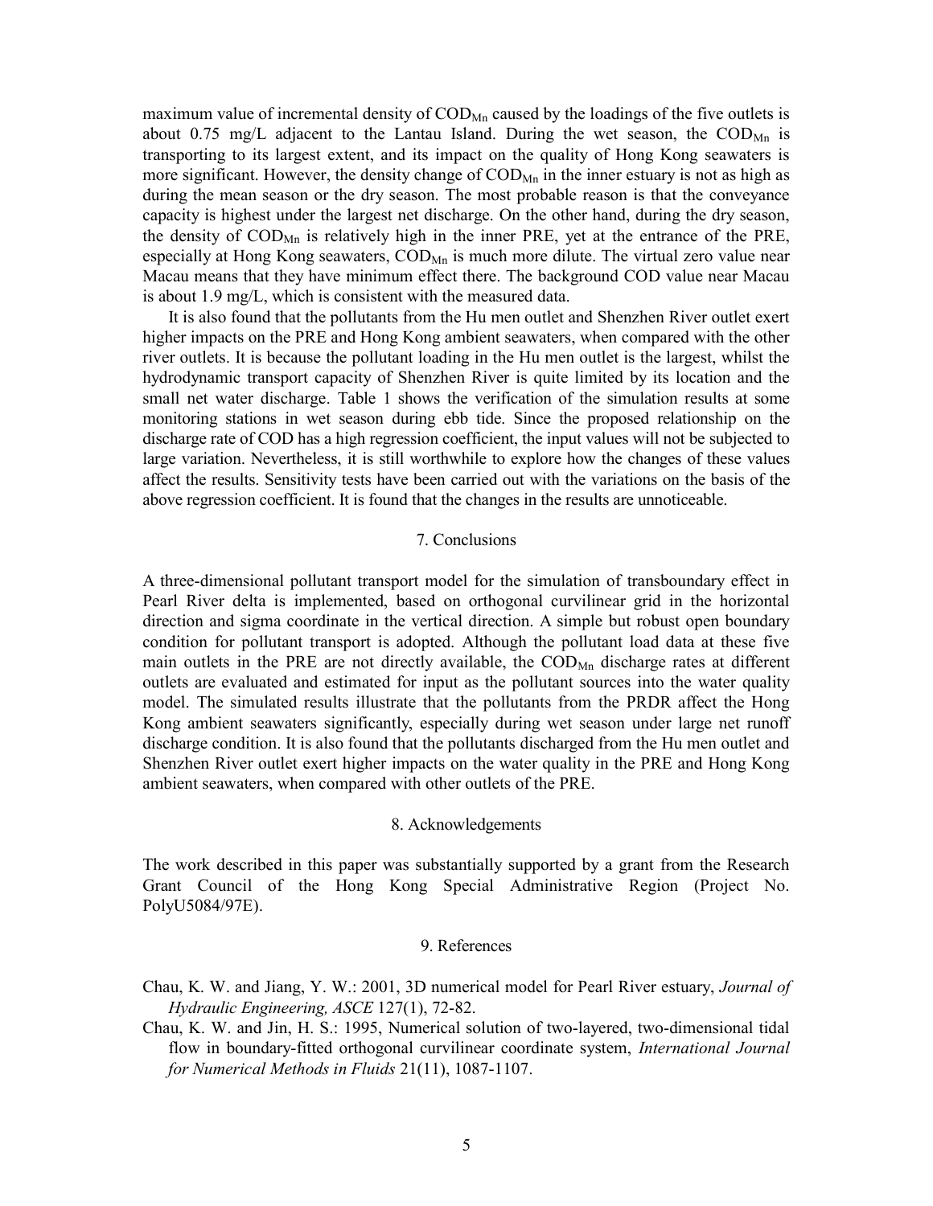maximum value of incremental density of $COD_{Mn}$ caused by the loadings of the five outlets is about 0.75 mg/L adjacent to the Lantau Island. During the wet season, the $COD_{Mn}$ is transporting to its largest extent, and its impact on the quality of Hong Kong seawaters is more significant. However, the density change of $COD_{Mn}$ in the inner estuary is not as high as during the mean season or the dry season. The most probable reason is that the conveyance capacity is highest under the largest net discharge. On the other hand, during the dry season, the density of $COD_{Mn}$ is relatively high in the inner PRE, yet at the entrance of the PRE, especially at Hong Kong seawaters, $COD_{Mn}$ is much more dilute. The virtual zero value near Macau means that they have minimum effect there. The background COD value near Macau is about 1.9 mg/L, which is consistent with the measured data.

It is also found that the pollutants from the Hu men outlet and Shenzhen River outlet exert higher impacts on the PRE and Hong Kong ambient seawaters, when compared with the other river outlets. It is because the pollutant loading in the Hu men outlet is the largest, whilst the hydrodynamic transport capacity of Shenzhen River is quite limited by its location and the small net water discharge. Table 1 shows the verification of the simulation results at some monitoring stations in wet season during ebb tide. Since the proposed relationship on the discharge rate of COD has a high regression coefficient, the input values will not be subjected to large variation. Nevertheless, it is still worthwhile to explore how the changes of these values affect the results. Sensitivity tests have been carried out with the variations on the basis of the above regression coefficient. It is found that the changes in the results are unnoticeable.

## 7. Conclusions

A three-dimensional pollutant transport model for the simulation of transboundary effect in Pearl River delta is implemented, based on orthogonal curvilinear grid in the horizontal direction and sigma coordinate in the vertical direction. A simple but robust open boundary condition for pollutant transport is adopted. Although the pollutant load data at these five main outlets in the PRE are not directly available, the $COD_{Mn}$ discharge rates at different outlets are evaluated and estimated for input as the pollutant sources into the water quality model. The simulated results illustrate that the pollutants from the PRDR affect the Hong Kong ambient seawaters significantly, especially during wet season under large net runoff discharge condition. It is also found that the pollutants discharged from the Hu men outlet and Shenzhen River outlet exert higher impacts on the water quality in the PRE and Hong Kong ambient seawaters, when compared with other outlets of the PRE.

## 8. Acknowledgements

The work described in this paper was substantially supported by a grant from the Research Grant Council of the Hong Kong Special Administrative Region (Project No. PolyU5084/97E).

## 9. References

Chau, K. W. and Jiang, Y. W.: 2001, 3D numerical model for Pearl River estuary, *Journal of Hydraulic Engineering, ASCE* 127(1), 72-82.

Chau, K. W. and Jin, H. S.: 1995, Numerical solution of two-layered, two-dimensional tidal flow in boundary-fitted orthogonal curvilinear coordinate system, *International Journal for Numerical Methods in Fluids* 21(11), 1087-1107.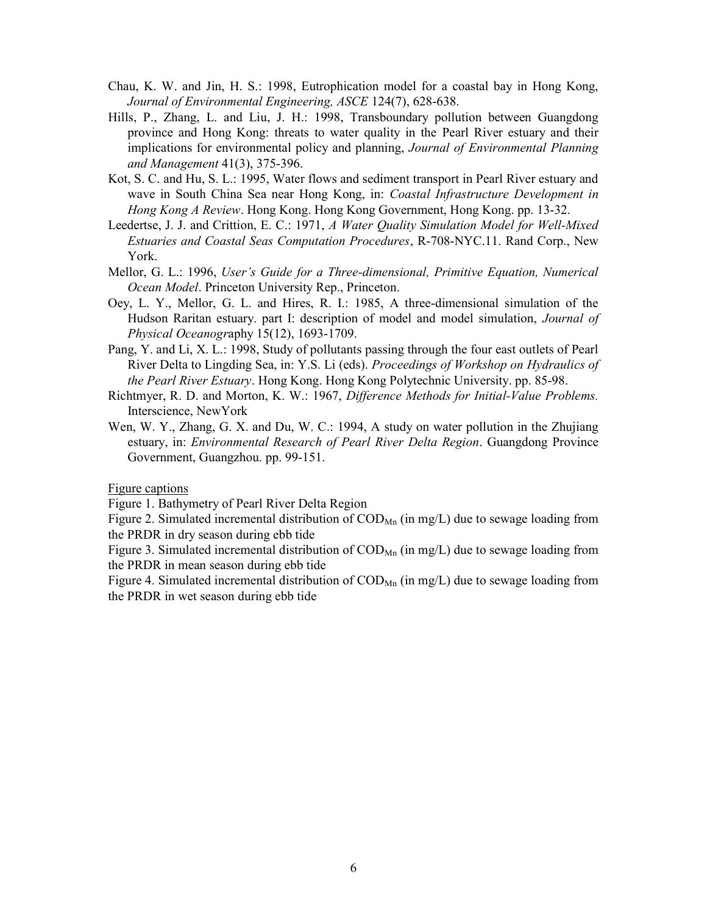Chau, K. W. and Jin, H. S.: 1998, Eutrophication model for a coastal bay in Hong Kong, *Journal of Environmental Engineering, ASCE* 124(7), 628-638.

Hills, P., Zhang, L. and Liu, J. H.: 1998, Transboundary pollution between Guangdong province and Hong Kong: threats to water quality in the Pearl River estuary and their implications for environmental policy and planning, *Journal of Environmental Planning and Management* 41(3), 375-396.

Kot, S. C. and Hu, S. L.: 1995, Water flows and sediment transport in Pearl River estuary and wave in South China Sea near Hong Kong, in: *Coastal Infrastructure Development in Hong Kong A Review*. Hong Kong. Hong Kong Government, Hong Kong. pp. 13-32.

Leedertse, J. J. and Crittion, E. C.: 1971, *A Water Quality Simulation Model for Well-Mixed Estuaries and Coastal Seas Computation Procedures*, R-708-NYC.11. Rand Corp., New York.

Mellor, G. L.: 1996, *User's Guide for a Three-dimensional, Primitive Equation, Numerical Ocean Model*. Princeton University Rep., Princeton.

Oey, L. Y., Mellor, G. L. and Hires, R. I.: 1985, A three-dimensional simulation of the Hudson Raritan estuary. part I: description of model and model simulation, *Journal of Physical Oceanography* 15(12), 1693-1709.

Pang, Y. and Li, X. L.: 1998, Study of pollutants passing through the four east outlets of Pearl River Delta to Lingding Sea, in: Y.S. Li (eds). *Proceedings of Workshop on Hydraulics of the Pearl River Estuary*. Hong Kong. Hong Kong Polytechnic University. pp. 85-98.

Richtmyer, R. D. and Morton, K. W.: 1967, *Difference Methods for Initial-Value Problems.* Interscience, NewYork

Wen, W. Y., Zhang, G. X. and Du, W. C.: 1994, A study on water pollution in the Zhujiang estuary, in: *Environmental Research of Pearl River Delta Region*. Guangdong Province Government, Guangzhou. pp. 99-151.

Figure captions

Figure 1. Bathymetry of Pearl River Delta Region

Figure 2. Simulated incremental distribution of $COD_{Mn}$ (in mg/L) due to sewage loading from the PRDR in dry season during ebb tide

Figure 3. Simulated incremental distribution of $COD_{Mn}$ (in mg/L) due to sewage loading from the PRDR in mean season during ebb tide

Figure 4. Simulated incremental distribution of $COD_{Mn}$ (in mg/L) due to sewage loading from the PRDR in wet season during ebb tide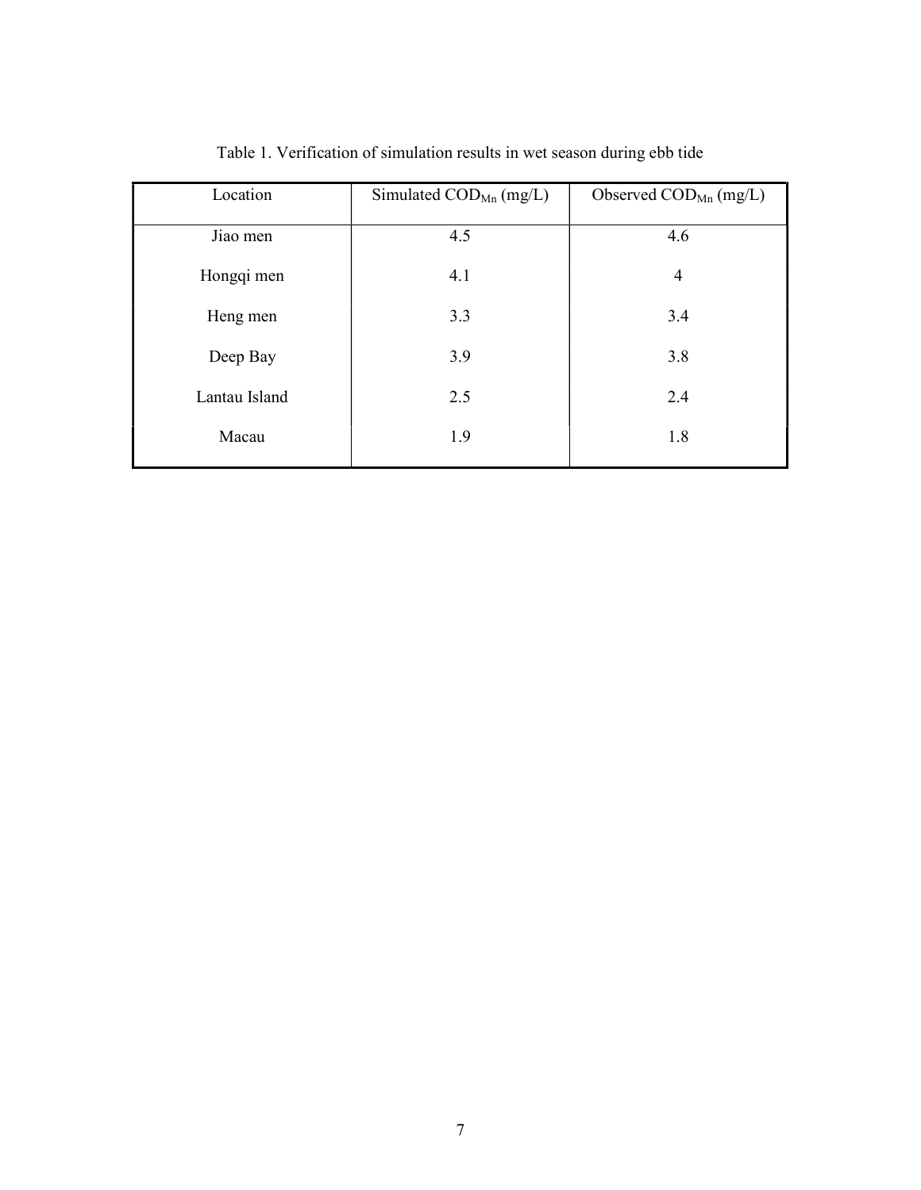Table 1. Verification of simulation results in wet season during ebb tide

| Location | Simulated $COD_{Mn}$ (mg/L) | Observed $COD_{Mn}$ (mg/L) |
|---|---|---|
| Jiao men | 4.5 | 4.6 |
| Hongqi men | 4.1 | 4 |
| Heng men | 3.3 | 3.4 |
| Deep Bay | 3.9 | 3.8 |
| Lantau Island | 2.5 | 2.4 |
| Macau | 1.9 | 1.8 |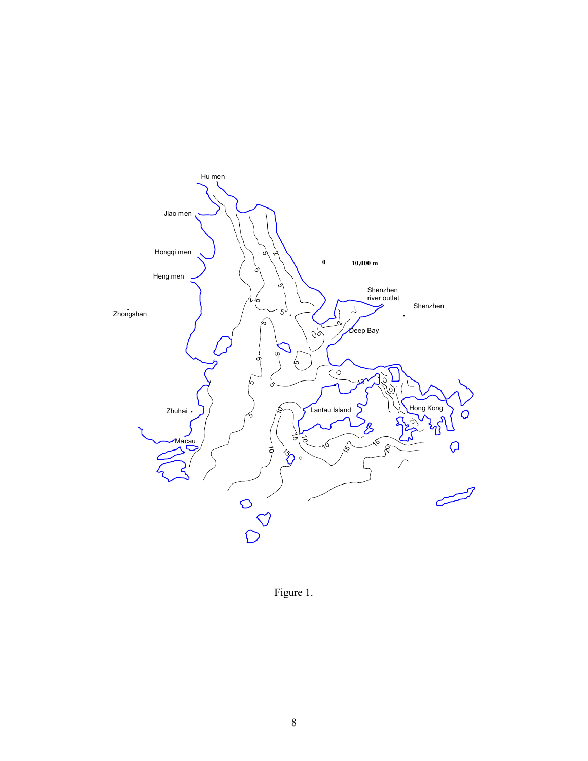Figure 1.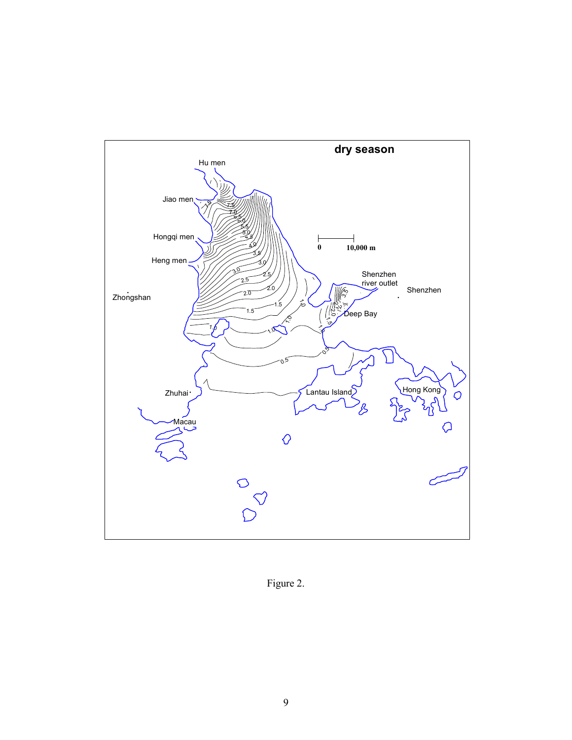Figure 2.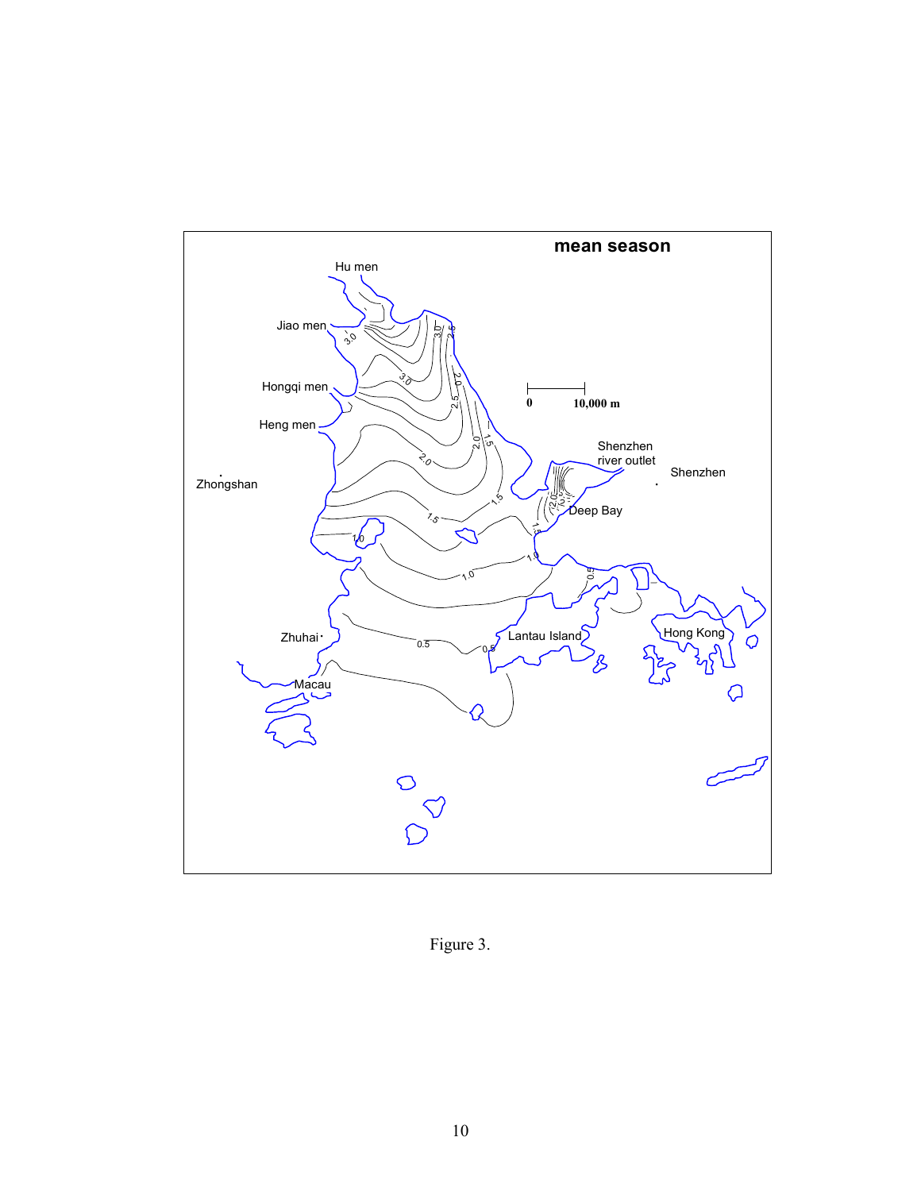Figure 3.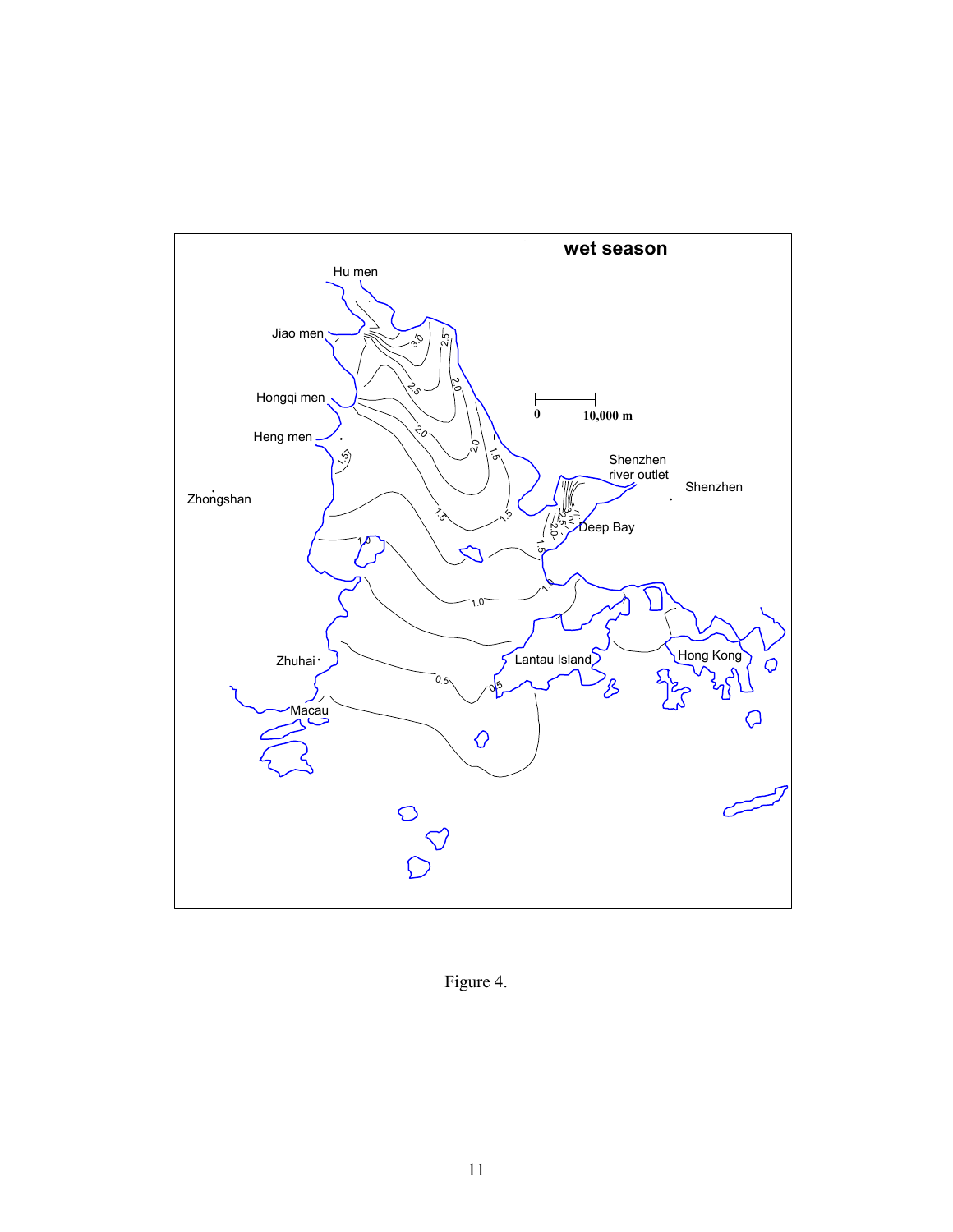wet season

Hu men

Jiao men

Hongqi men

Heng men

Zhongshan

Shenzhen river outlet

Shenzhen

Deep Bay

Zhuhai

Macau

Lantau Island

Hong Kong

0

10,000 m

3.0

2.5

2.0

1.5

1.0

0.5

Figure 4.